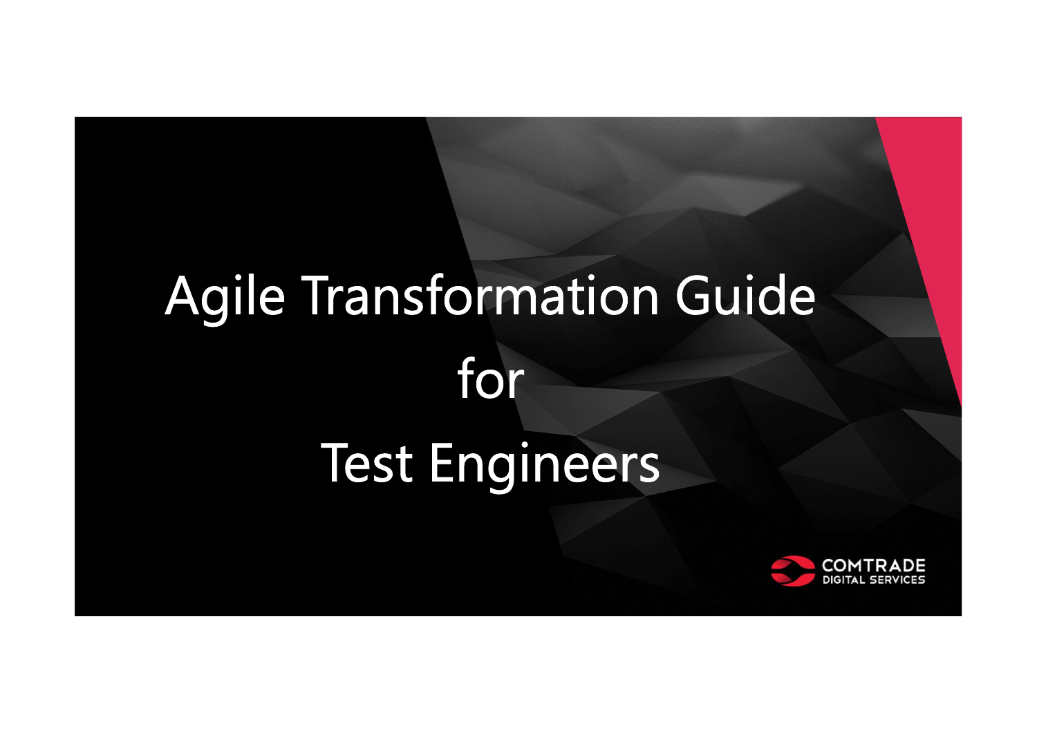# Agile Transformation Guide for Test Engineers

COMTRADE DIGITAL SERVICES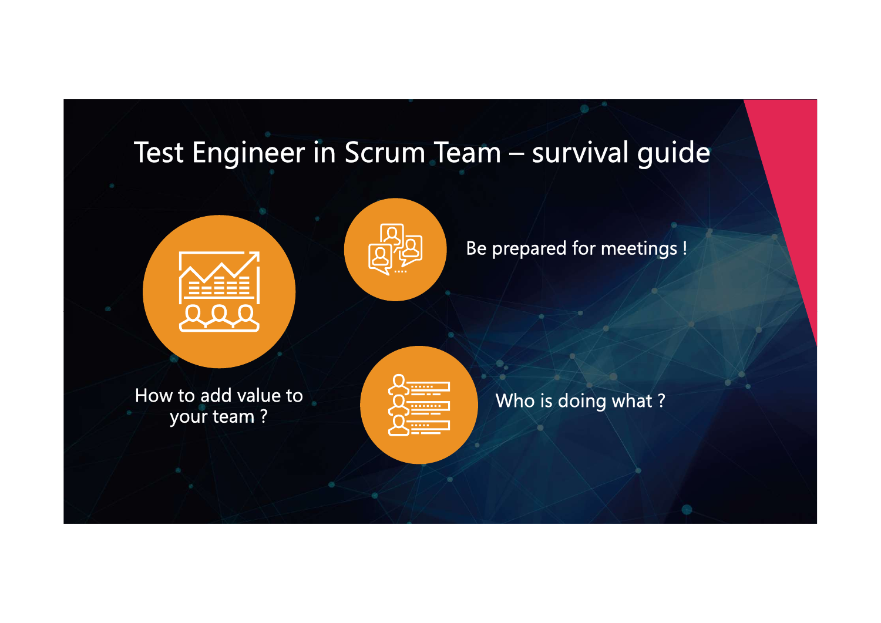# Test Engineer in Scrum Team – survival guide

How to add value to your team ?

Be prepared for meetings !

Who is doing what ?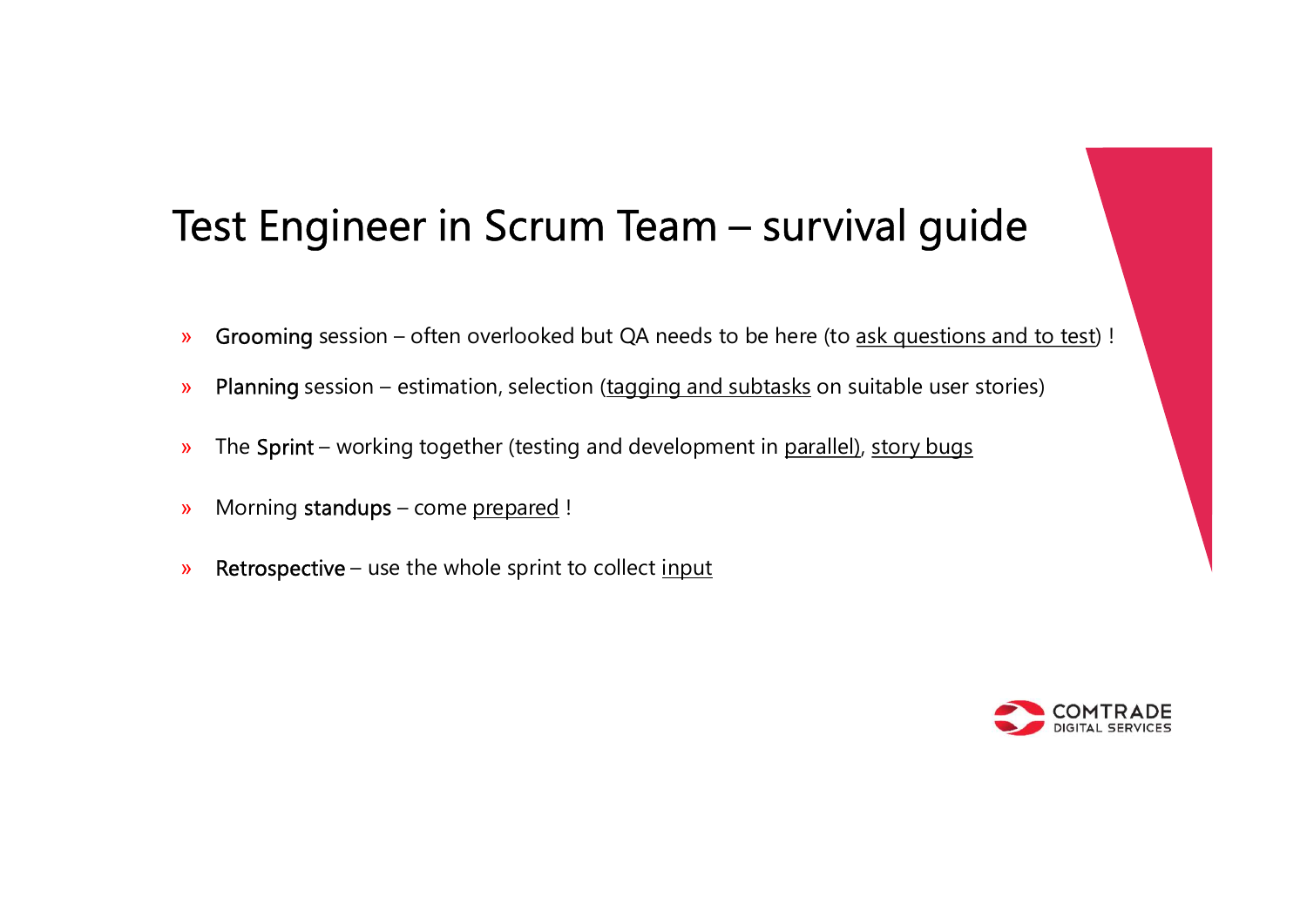# Test Engineer in Scrum Team – survival guide

- **Grooming** session – often overlooked but QA needs to be here (to ask questions and to test) !
- **Planning** session – estimation, selection (tagging and subtasks on suitable user stories)
- The **Sprint** – working together (testing and development in parallel), story bugs
- Morning **standups** – come prepared !
- **Retrospective** – use the whole sprint to collect input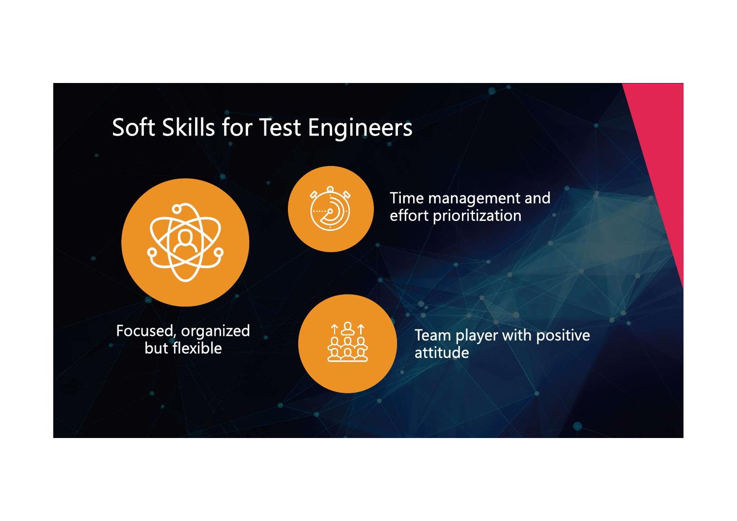# Soft Skills for Test Engineers

- Focused, organized but flexible
- Time management and effort prioritization
- Team player with positive attitude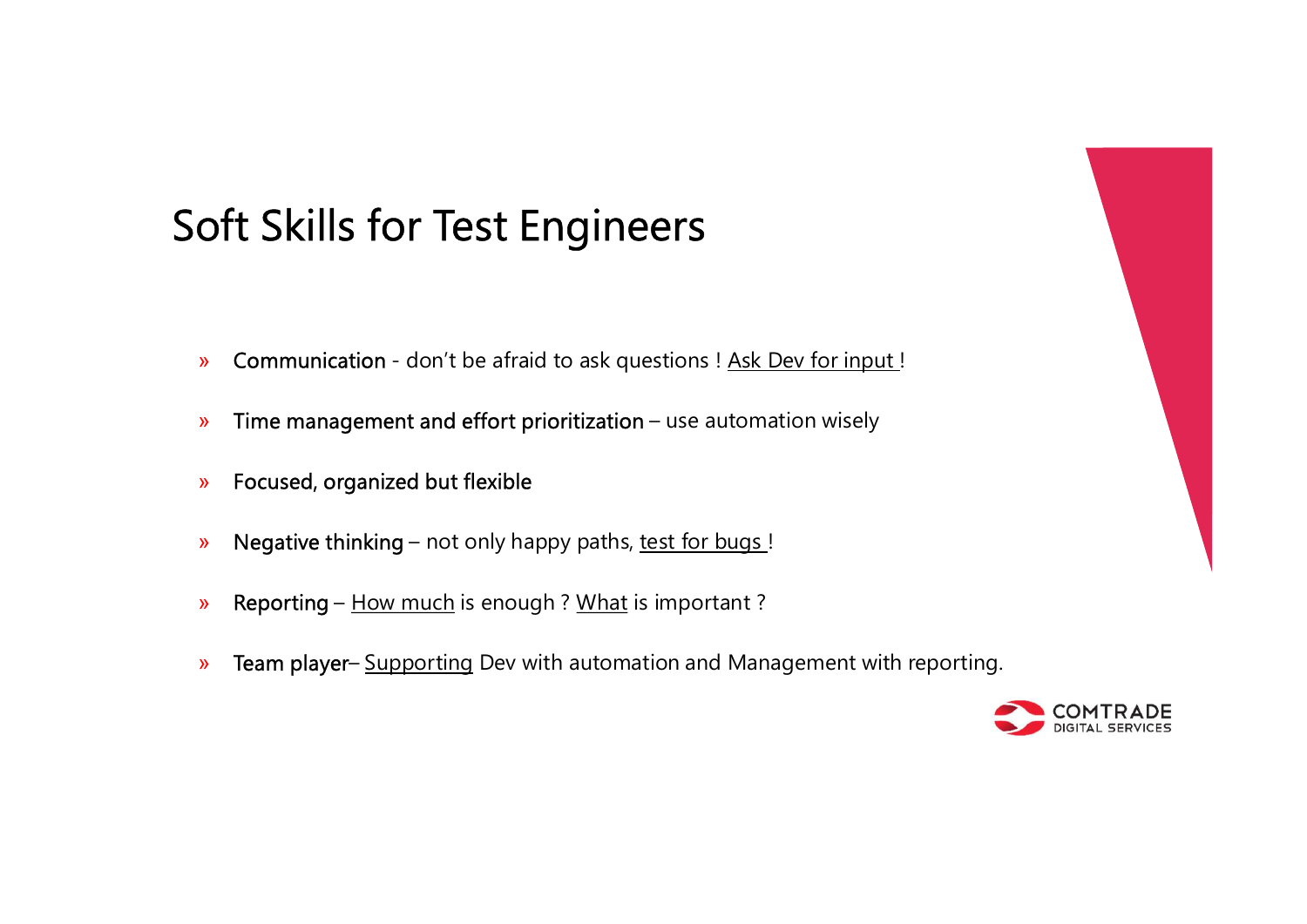# Soft Skills for Test Engineers

- **Communication** - don't be afraid to ask questions ! Ask Dev for input !
- **Time management and effort prioritization** – use automation wisely
- **Focused, organized but flexible**
- **Negative thinking** – not only happy paths, test for bugs !
- **Reporting** – How much is enough ? What is important ?
- **Team player**– Supporting Dev with automation and Management with reporting.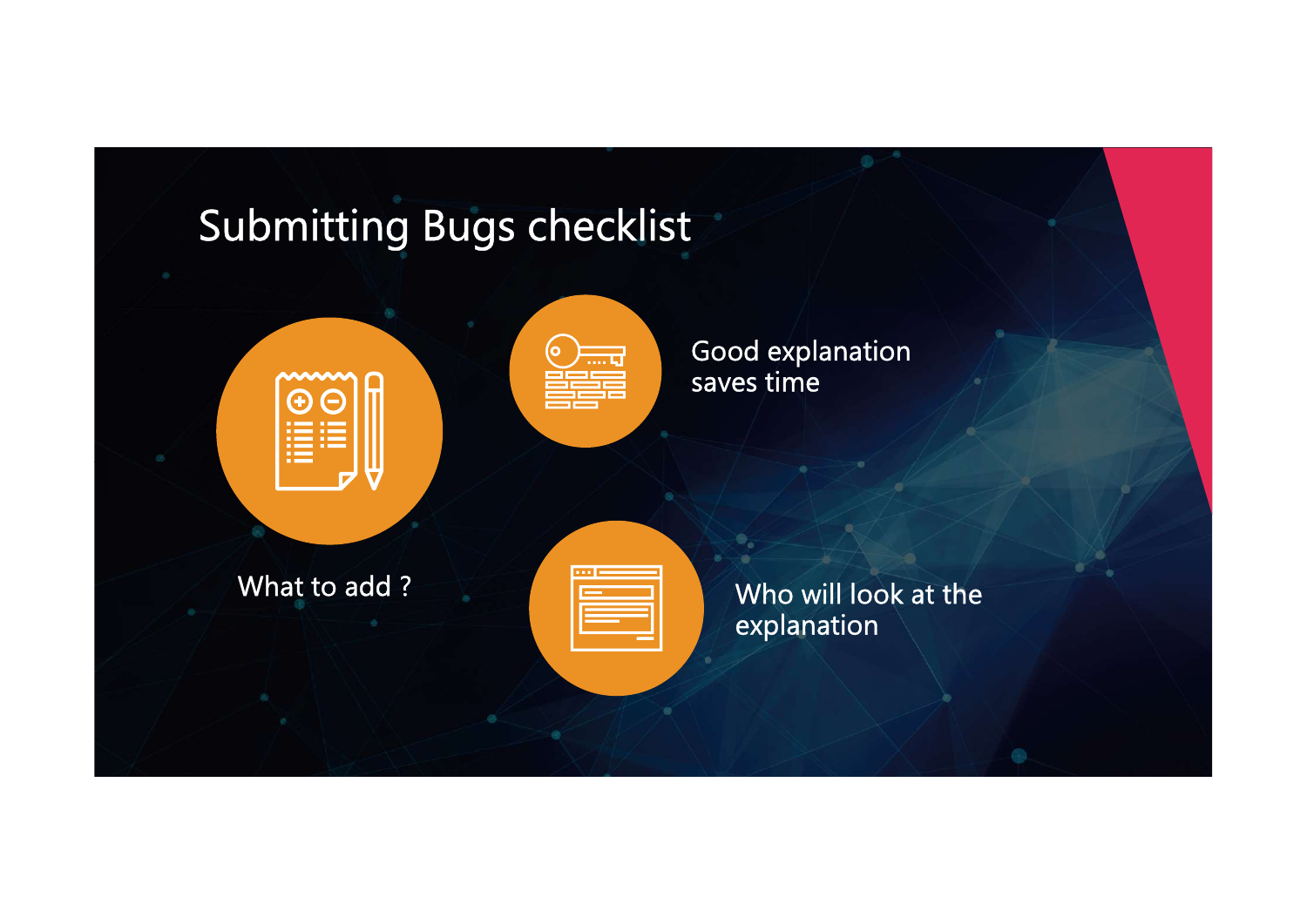# Submitting Bugs checklist

- What to add ?
- Good explanation saves time
- Who will look at the explanation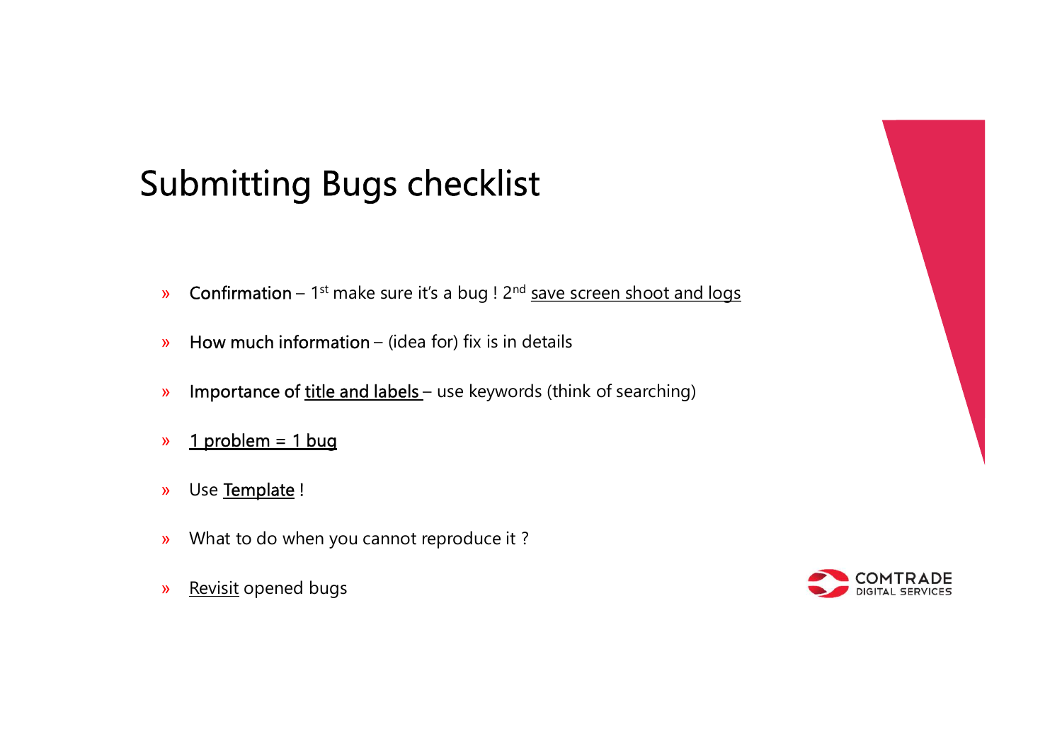# Submitting Bugs checklist

- **Confirmation** – 1st make sure it's a bug ! 2nd <u>save screen shoot and logs</u>
- **How much information** – (idea for) fix is in details
- **Importance of <u>title and labels</u>** – use keywords (think of searching)
- <u>1 problem = 1 bug</u>
- Use <u>Template</u> !
- What to do when you cannot reproduce it ?
- <u>Revisit</u> opened bugs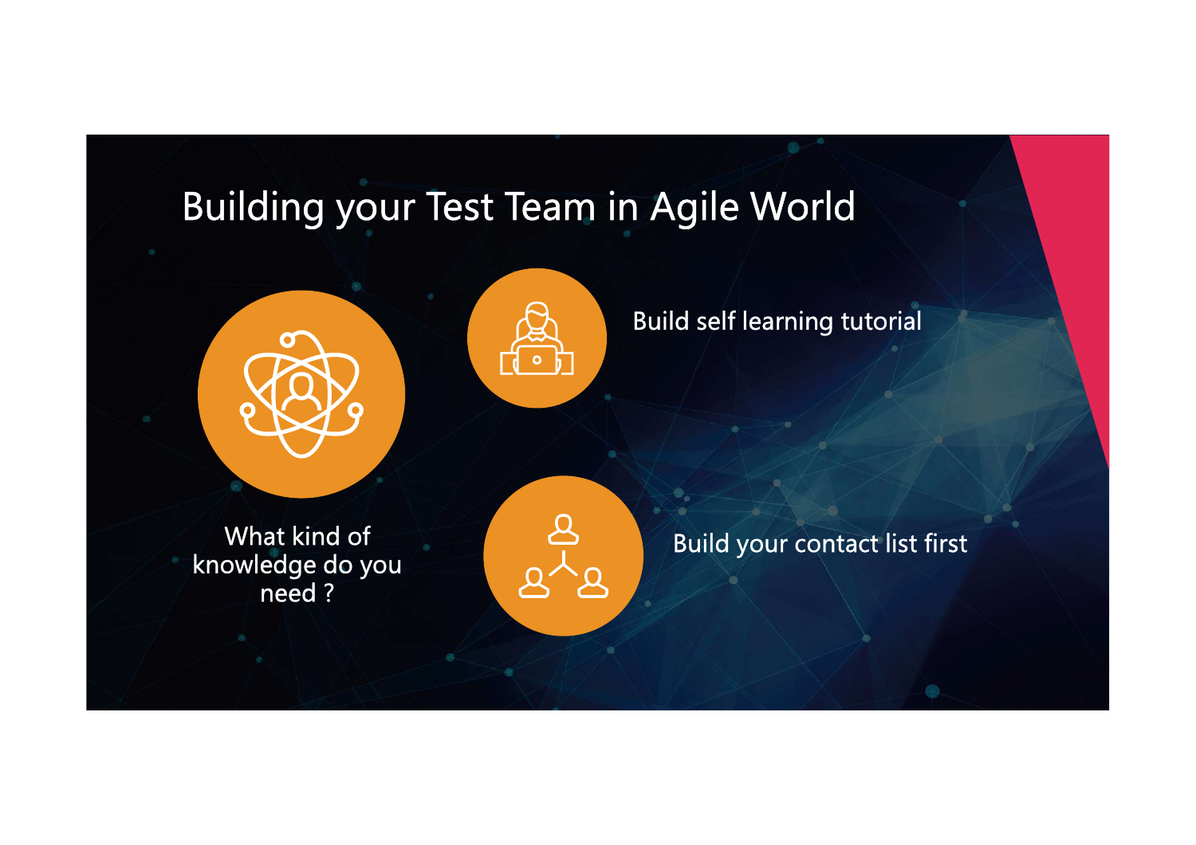# Building your Test Team in Agile World

- What kind of knowledge do you need ?
- Build self learning tutorial
- Build your contact list first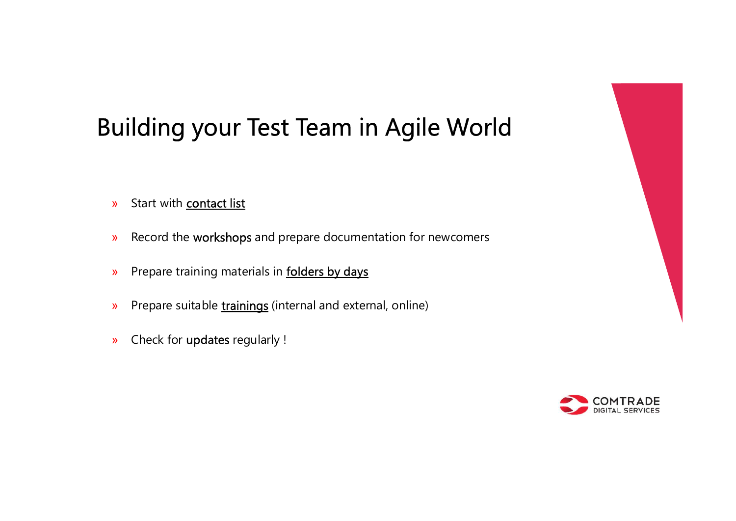# Building your Test Team in Agile World

- Start with contact list
- Record the **workshops** and prepare documentation for newcomers
- Prepare training materials in folders by days
- Prepare suitable trainings (internal and external, online)
- Check for **updates** regularly !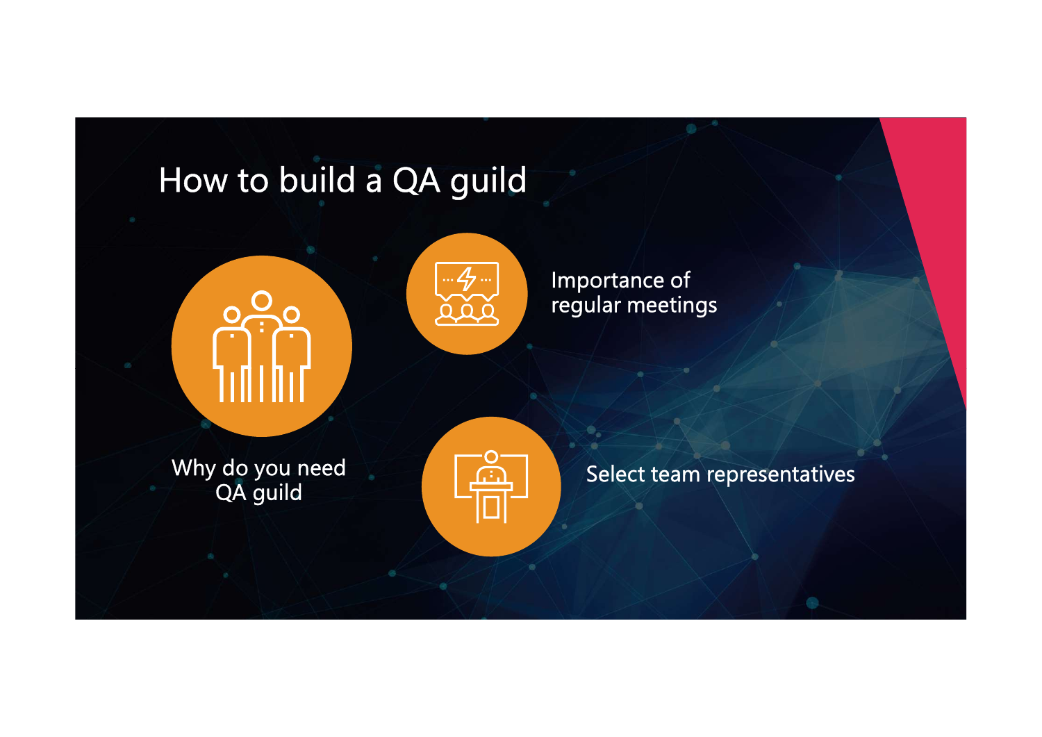# How to build a QA guild

Why do you need QA guild

Importance of regular meetings

Select team representatives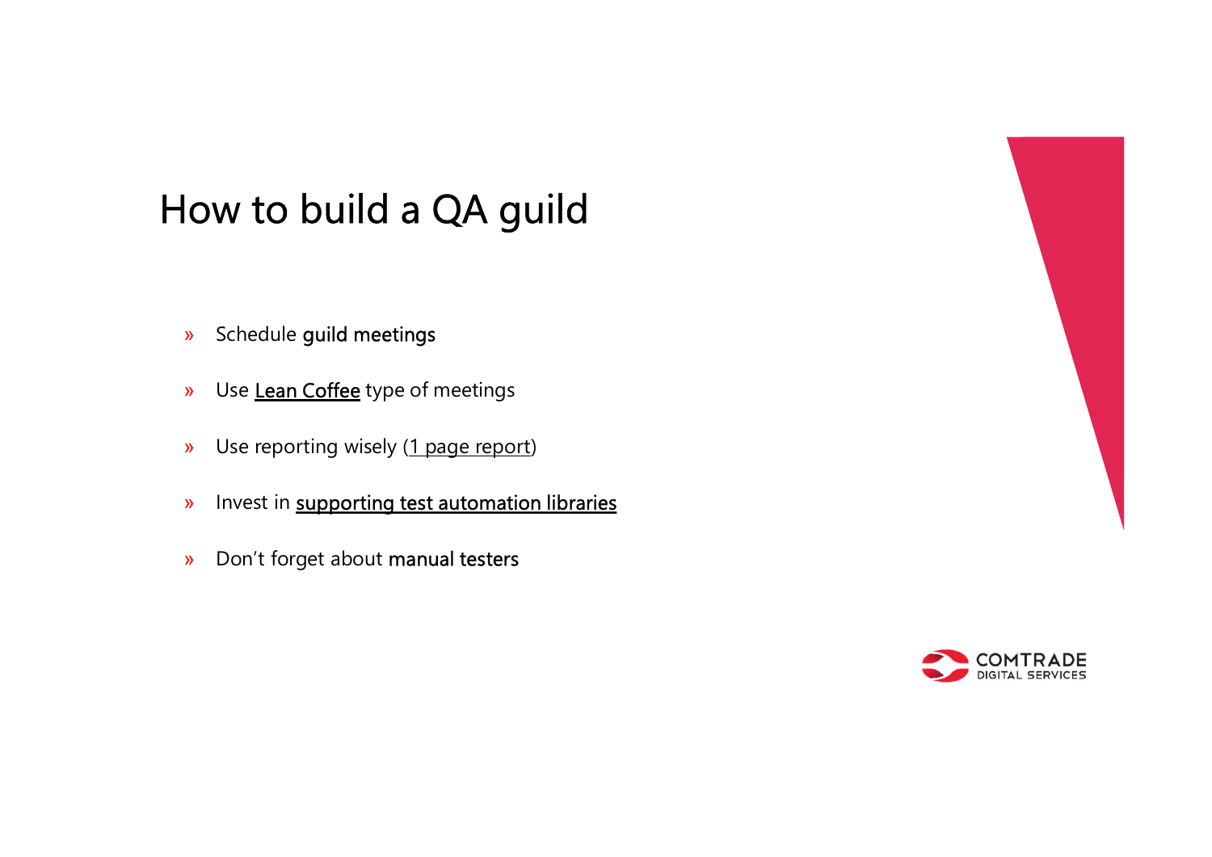# How to build a QA guild

- Schedule **guild meetings**
- Use **Lean Coffee** type of meetings
- Use reporting wisely (1 page report)
- Invest in **supporting test automation libraries**
- Don't forget about **manual testers**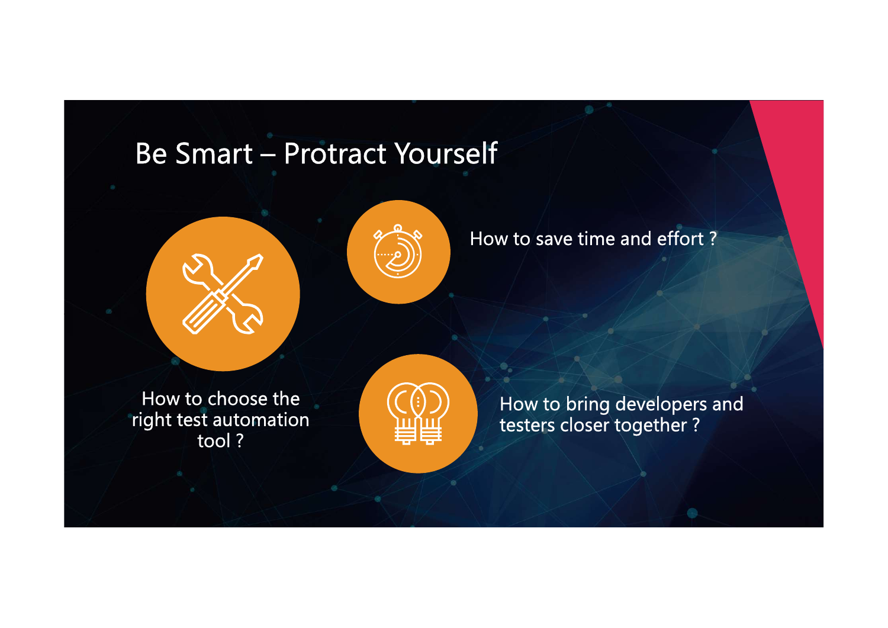# Be Smart – Protract Yourself

How to choose the right test automation tool ?

How to save time and effort ?

How to bring developers and testers closer together ?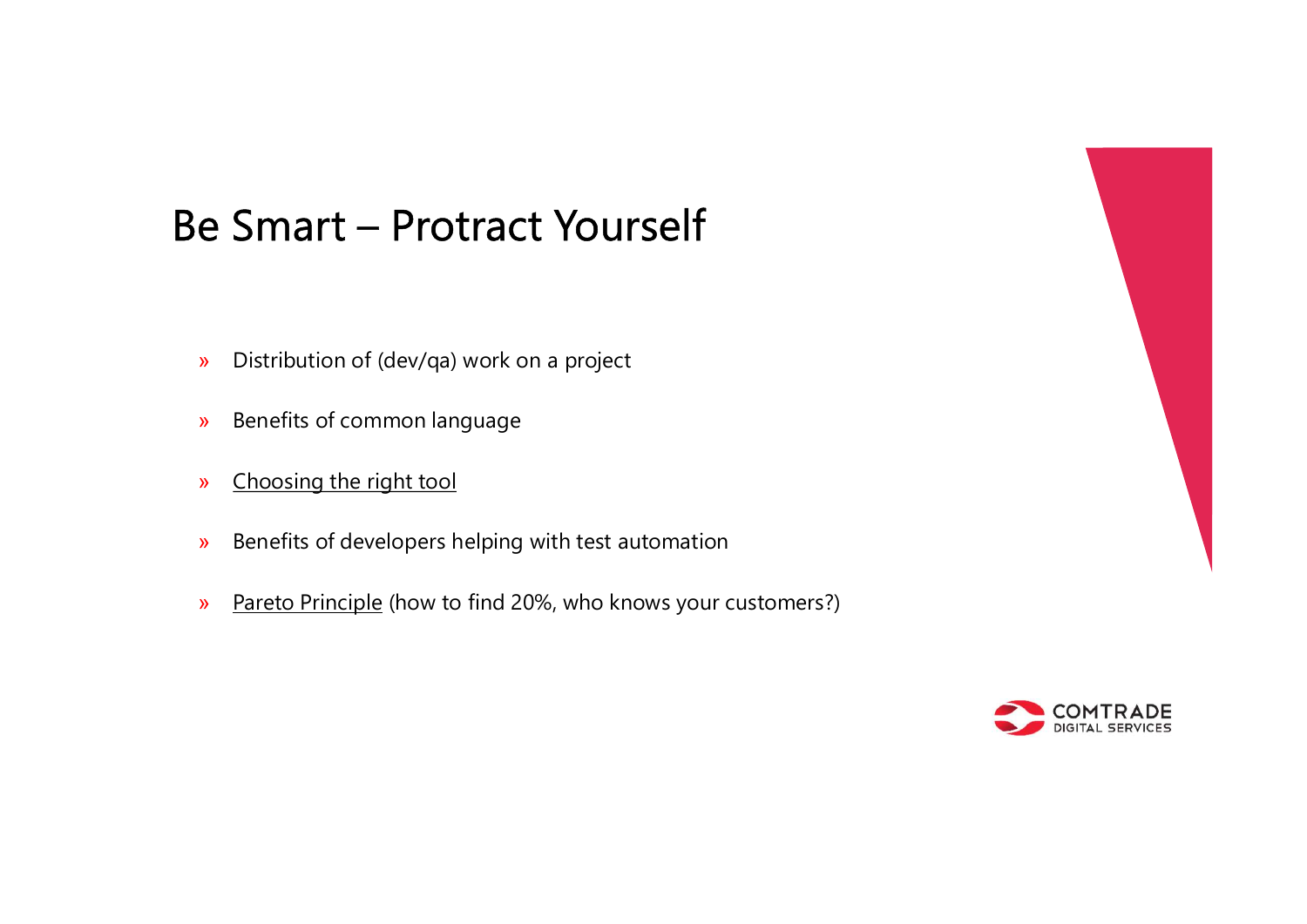# Be Smart – Protract Yourself

- Distribution of (dev/qa) work on a project
- Benefits of common language
- Choosing the right tool
- Benefits of developers helping with test automation
- Pareto Principle (how to find 20%, who knows your customers?)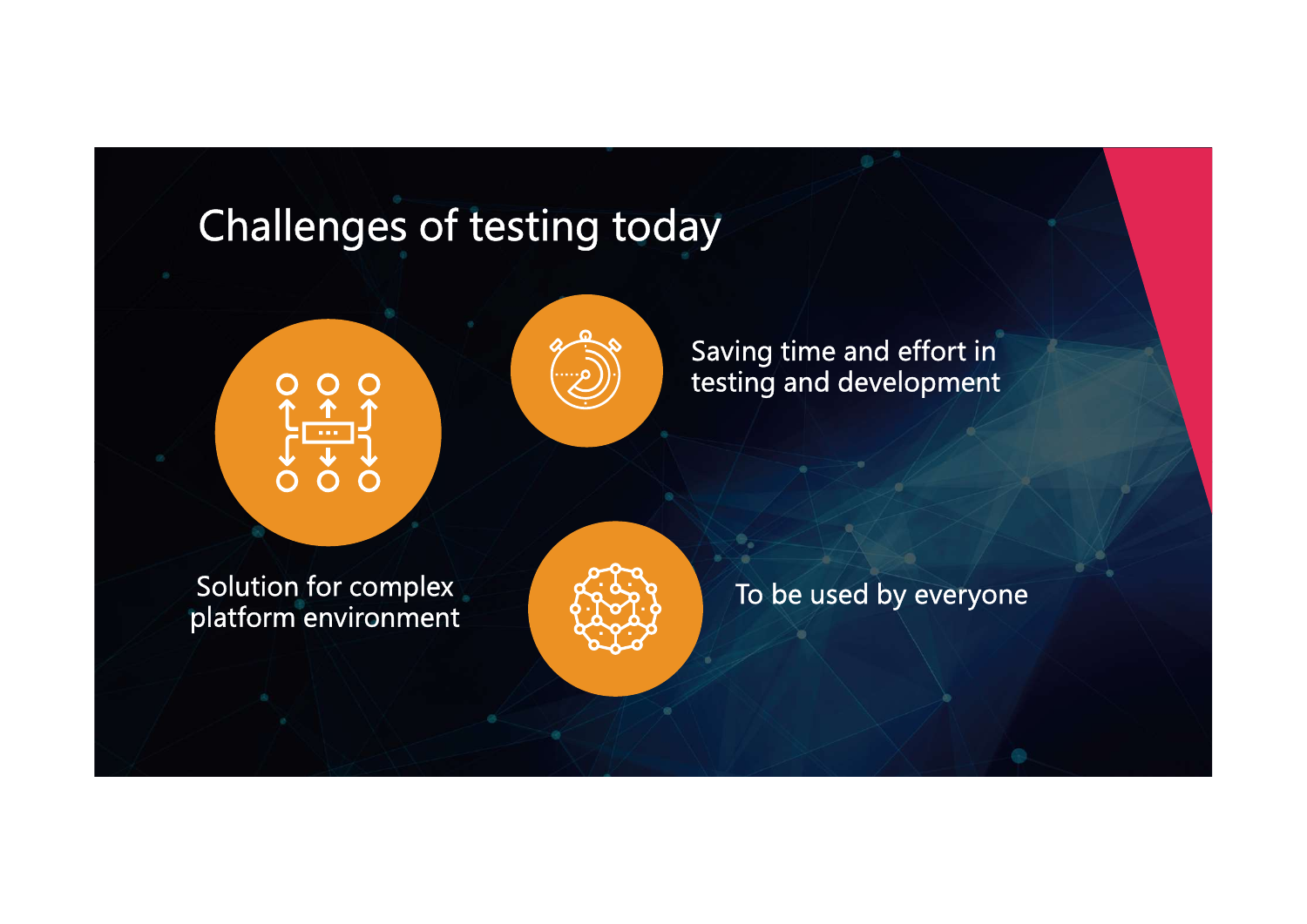# Challenges of testing today

- Solution for complex platform environment
- Saving time and effort in testing and development
- To be used by everyone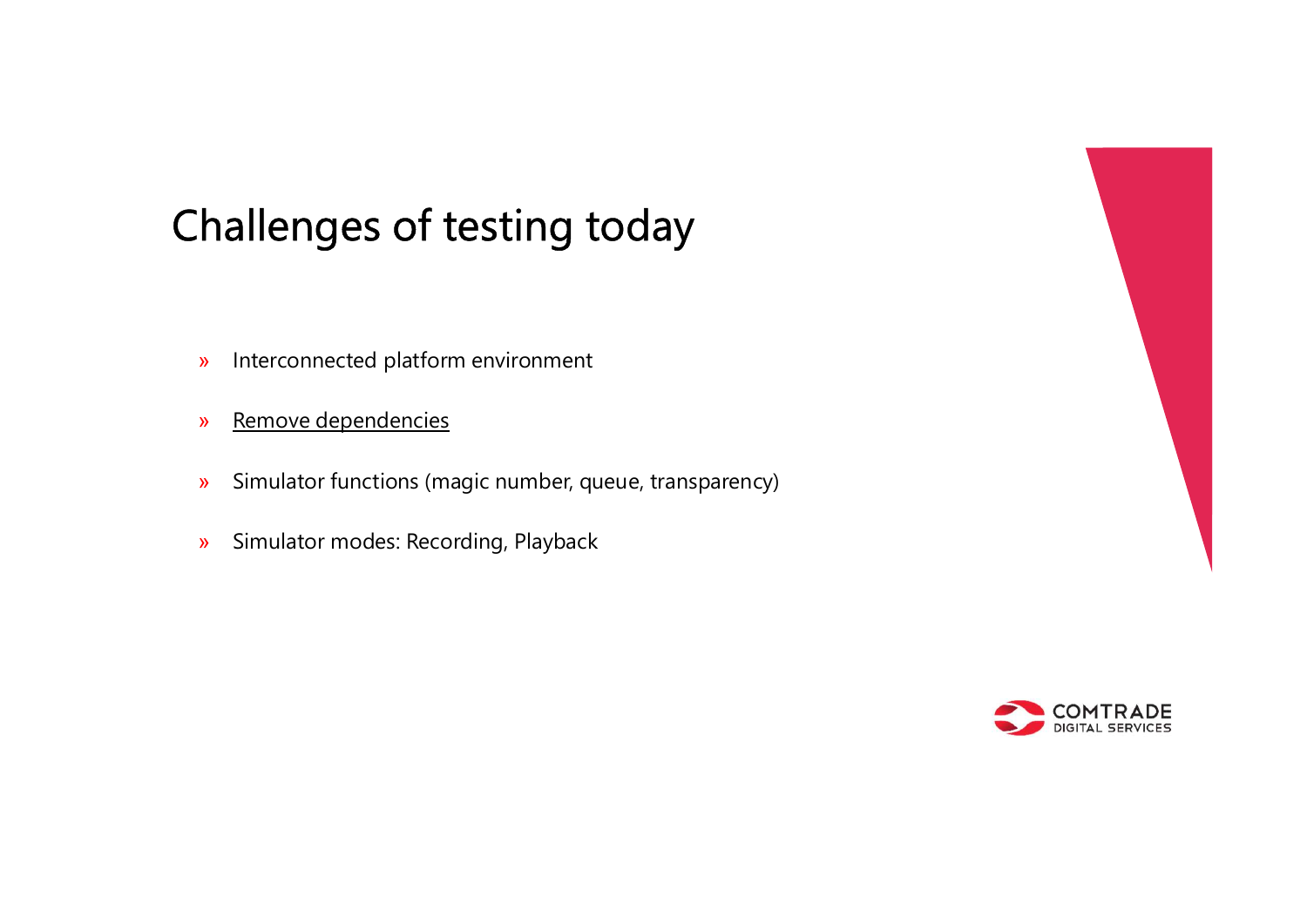# Challenges of testing today

- Interconnected platform environment
- <u>Remove dependencies</u>
- Simulator functions (magic number, queue, transparency)
- Simulator modes: Recording, Playback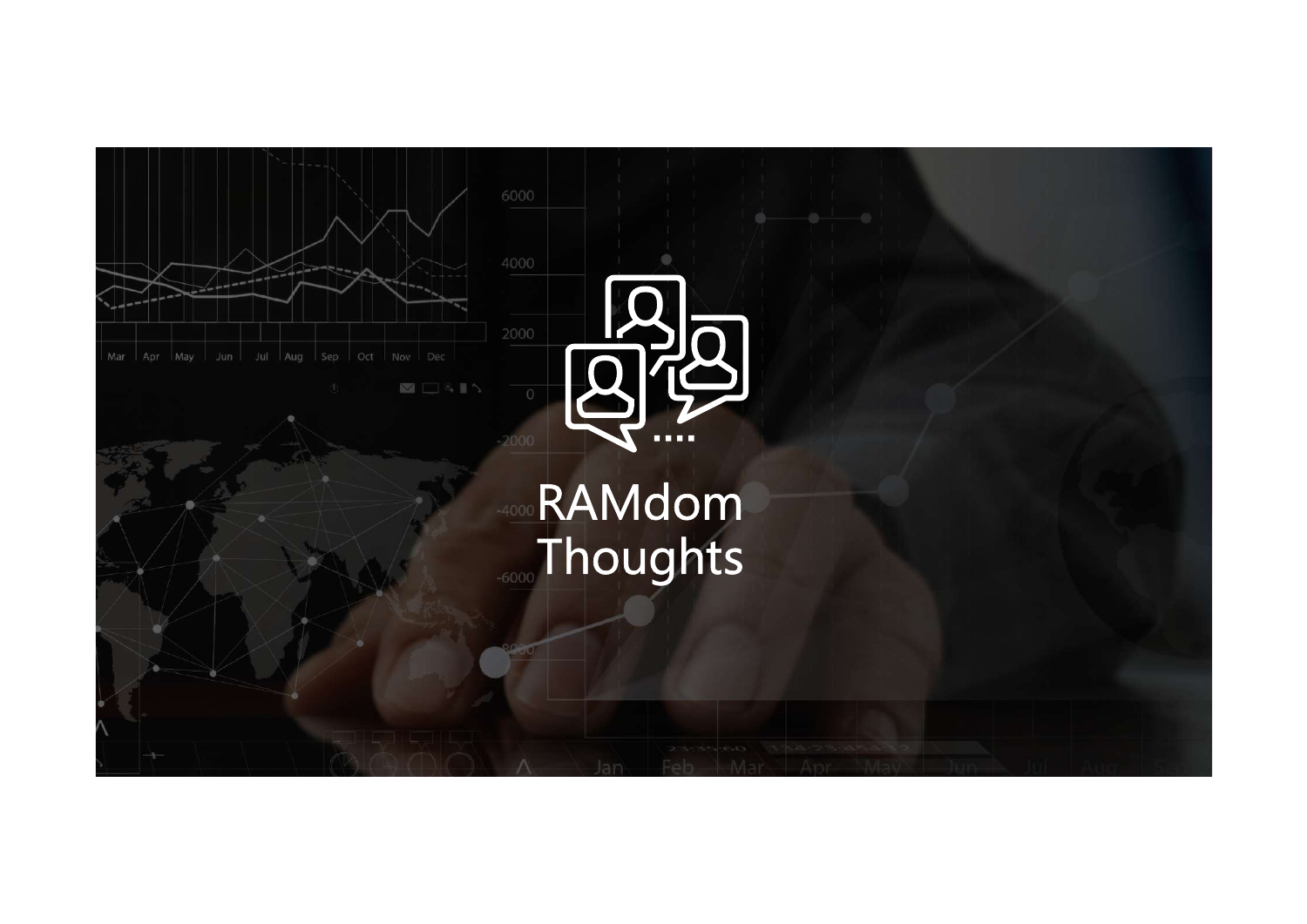# RAMdom Thoughts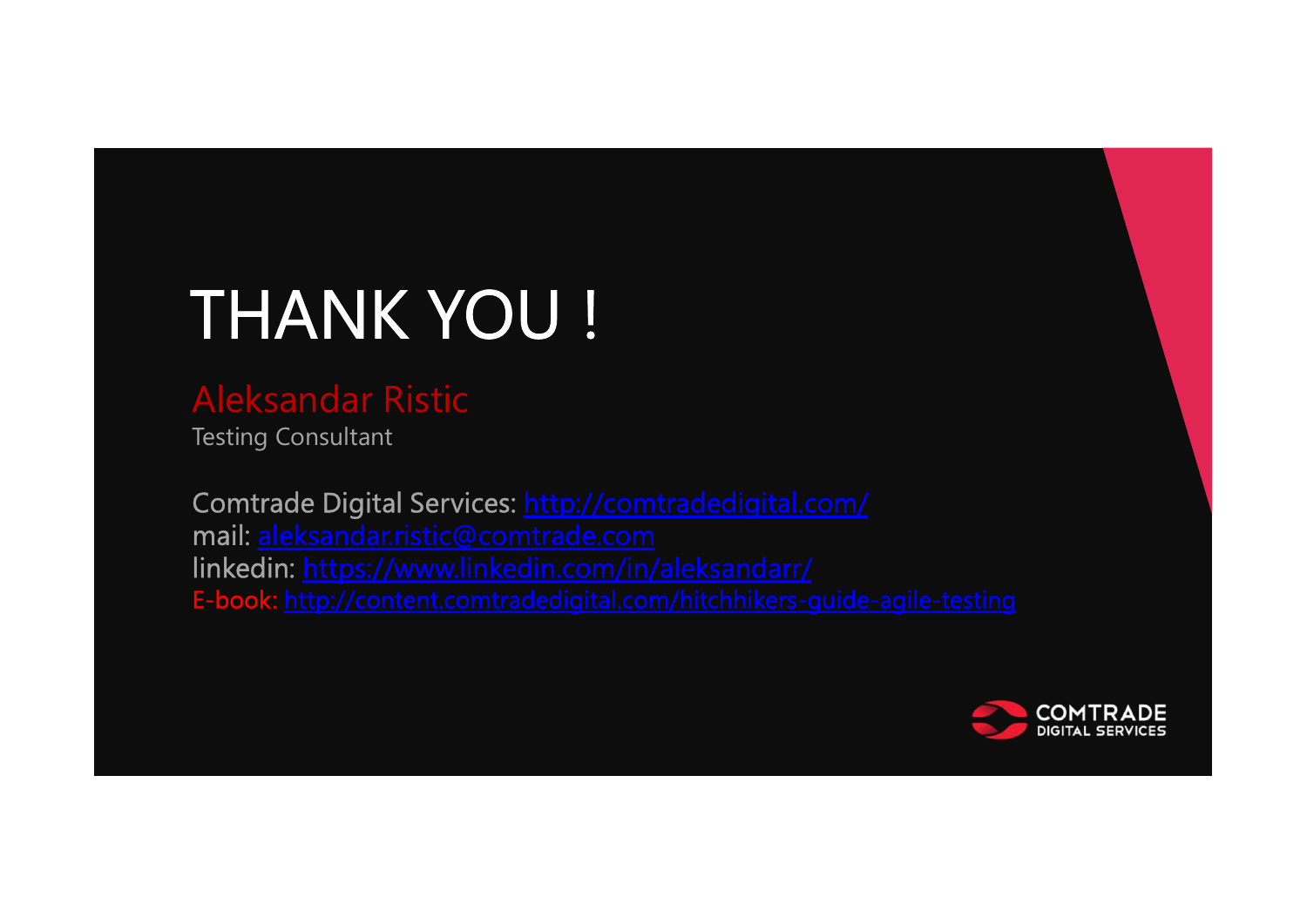# THANK YOU !

Aleksandar Ristic

Testing Consultant

Comtrade Digital Services: http://comtradedigital.com/
mail: aleksandar.ristic@comtrade.com
linkedin: https://www.linkedin.com/in/aleksandarr/
E-book: http://content.comtradedigital.com/hitchhikers-guide-agile-testing

COMTRADE
DIGITAL SERVICES